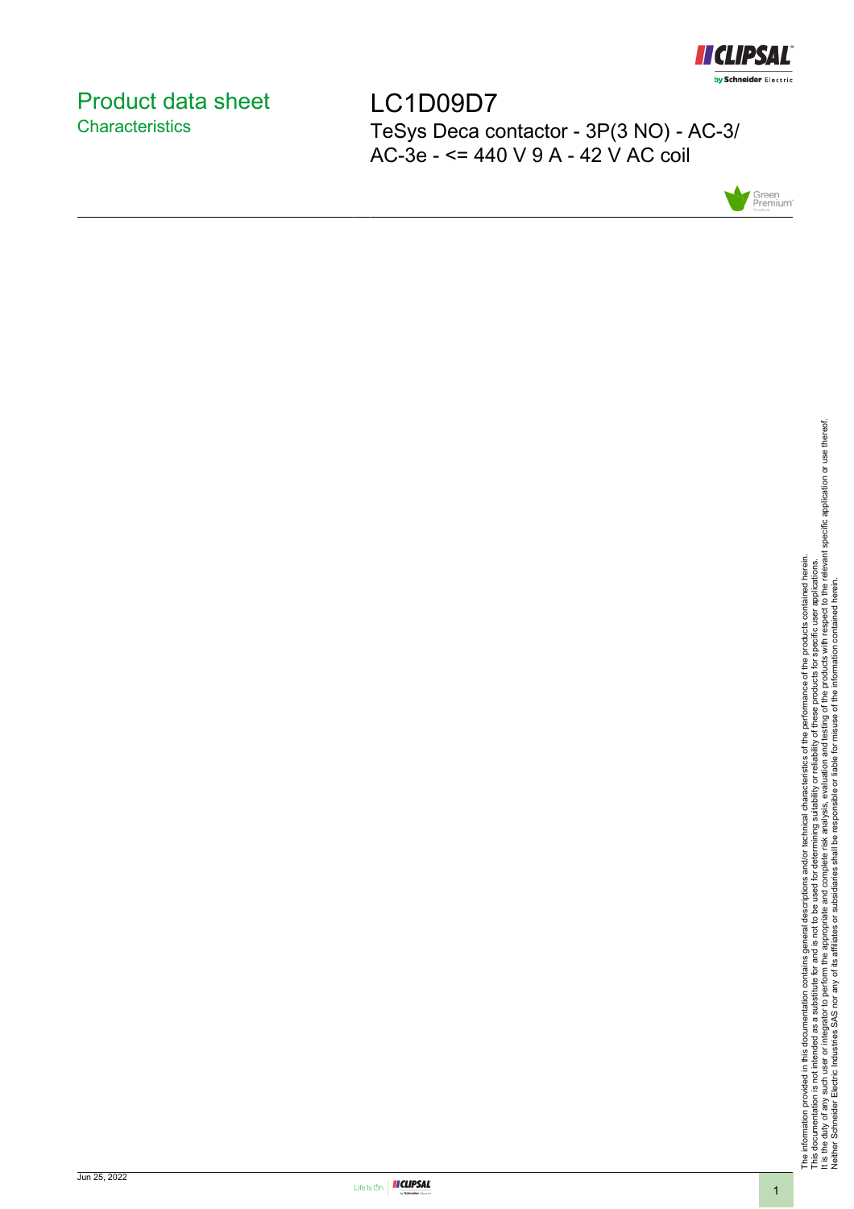# Product data sheet
## Characteristics

# LC1D09D7

TeSys Deca contactor - 3P(3 NO) - AC-3/ AC-3e - <= 440 V 9 A - 42 V AC coil

The information provided in this documentation contains general descriptions and/or technical characteristics of the performance of the products contained herein.
This documentation is not intended as a substitute for and is not to be used for determining suitability or reliability of these products for specific user applications.
It is the duty of any such user or integrator to perform the appropriate and complete risk analysis, evaluation and testing of the products with respect to the relevant specific application or use thereof.
Neither Schneider Electric Industries SAS nor any of its affiliates or subsidiaries shall be responsible or liable for misuse of the information contained herein.

Jun 25, 2022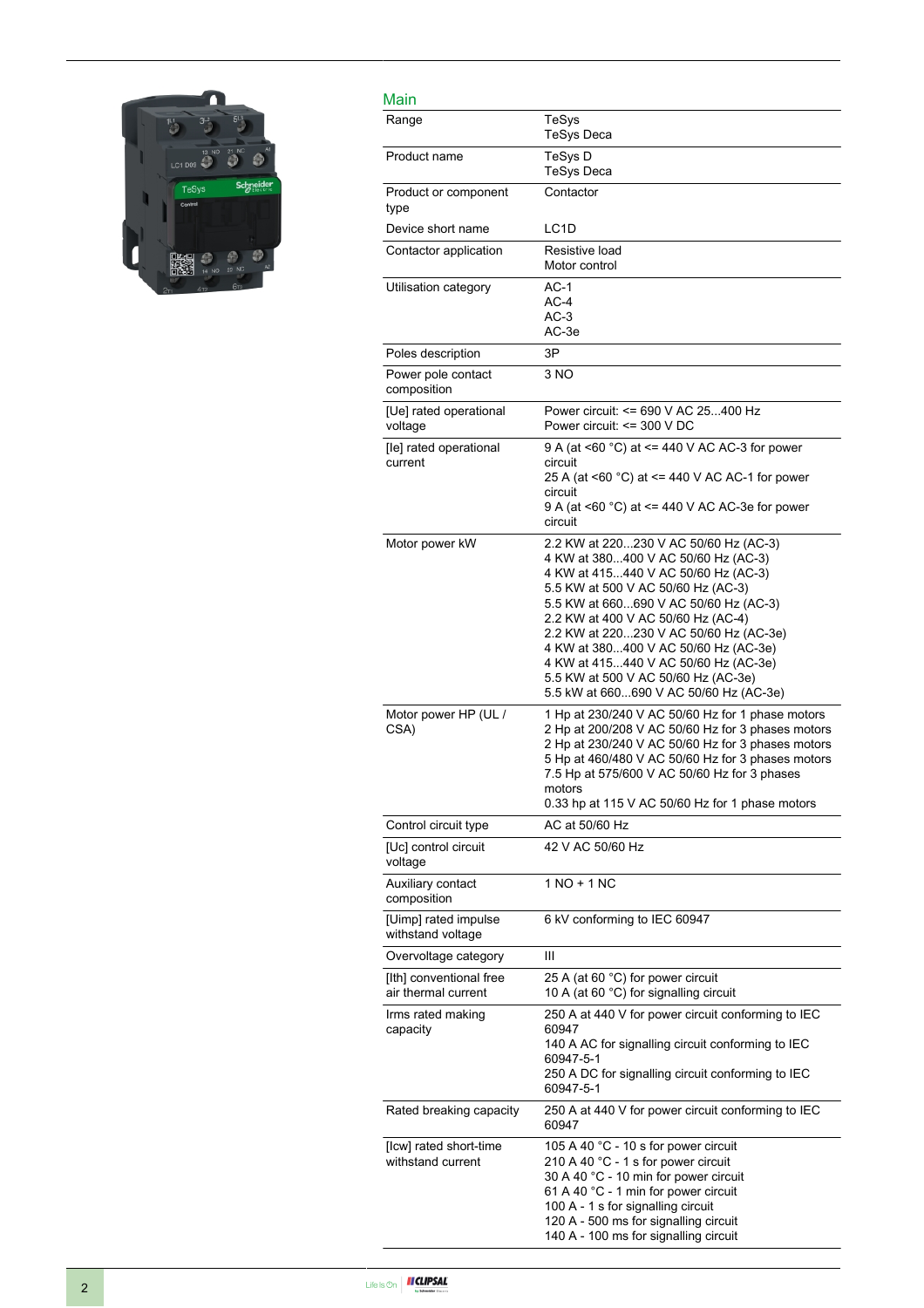## Main

| | |
|---|---|
| Range | TeSys<br>TeSys Deca |
| Product name | TeSys D<br>TeSys Deca |
| Product or component type | Contactor |
| Device short name | LC1D |
| Contactor application | Resistive load<br>Motor control |
| Utilisation category | AC-1<br>AC-4<br>AC-3<br>AC-3e |
| Poles description | 3P |
| Power pole contact composition | 3 NO |
| [Ue] rated operational voltage | Power circuit: <= 690 V AC 25...400 Hz<br>Power circuit: <= 300 V DC |
| [Ie] rated operational current | 9 A (at <60 °C) at <= 440 V AC AC-3 for power circuit<br>25 A (at <60 °C) at <= 440 V AC AC-1 for power circuit<br>9 A (at <60 °C) at <= 440 V AC AC-3e for power circuit |
| Motor power kW | 2.2 KW at 220...230 V AC 50/60 Hz (AC-3)<br>4 KW at 380...400 V AC 50/60 Hz (AC-3)<br>4 KW at 415...440 V AC 50/60 Hz (AC-3)<br>5.5 KW at 500 V AC 50/60 Hz (AC-3)<br>5.5 KW at 660...690 V AC 50/60 Hz (AC-3)<br>2.2 KW at 400 V AC 50/60 Hz (AC-4)<br>2.2 KW at 220...230 V AC 50/60 Hz (AC-3e)<br>4 KW at 380...400 V AC 50/60 Hz (AC-3e)<br>4 KW at 415...440 V AC 50/60 Hz (AC-3e)<br>5.5 KW at 500 V AC 50/60 Hz (AC-3e)<br>5.5 kW at 660...690 V AC 50/60 Hz (AC-3e) |
| Motor power HP (UL / CSA) | 1 Hp at 230/240 V AC 50/60 Hz for 1 phase motors<br>2 Hp at 200/208 V AC 50/60 Hz for 3 phases motors<br>2 Hp at 230/240 V AC 50/60 Hz for 3 phases motors<br>5 Hp at 460/480 V AC 50/60 Hz for 3 phases motors<br>7.5 Hp at 575/600 V AC 50/60 Hz for 3 phases motors<br>0.33 hp at 115 V AC 50/60 Hz for 1 phase motors |
| Control circuit type | AC at 50/60 Hz |
| [Uc] control circuit voltage | 42 V AC 50/60 Hz |
| Auxiliary contact composition | 1 NO + 1 NC |
| [Uimp] rated impulse withstand voltage | 6 kV conforming to IEC 60947 |
| Overvoltage category | III |
| [Ith] conventional free air thermal current | 25 A (at 60 °C) for power circuit<br>10 A (at 60 °C) for signalling circuit |
| Irms rated making capacity | 250 A at 440 V for power circuit conforming to IEC 60947<br>140 A AC for signalling circuit conforming to IEC 60947-5-1<br>250 A DC for signalling circuit conforming to IEC 60947-5-1 |
| Rated breaking capacity | 250 A at 440 V for power circuit conforming to IEC 60947 |
| [Icw] rated short-time withstand current | 105 A 40 °C - 10 s for power circuit<br>210 A 40 °C - 1 s for power circuit<br>30 A 40 °C - 10 min for power circuit<br>61 A 40 °C - 1 min for power circuit<br>100 A - 1 s for signalling circuit<br>120 A - 500 ms for signalling circuit<br>140 A - 100 ms for signalling circuit |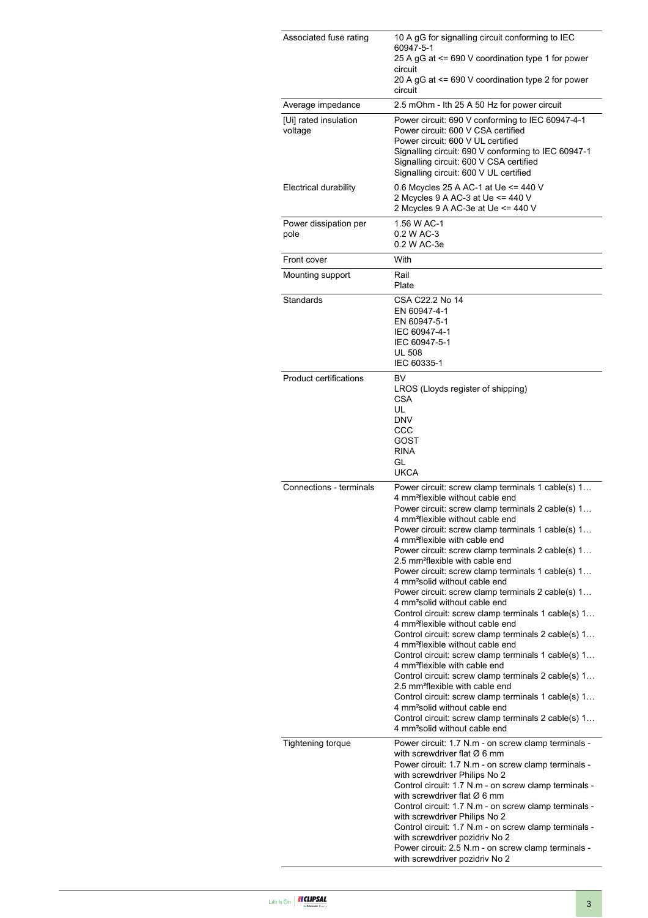| | |
|---|---|
| Associated fuse rating | 10 A gG for signalling circuit conforming to IEC 60947-5-1<br>25 A gG at <= 690 V coordination type 1 for power circuit<br>20 A gG at <= 690 V coordination type 2 for power circuit |
| Average impedance | 2.5 mOhm - Ith 25 A 50 Hz for power circuit |
| [Ui] rated insulation voltage | Power circuit: 690 V conforming to IEC 60947-4-1<br>Power circuit: 600 V CSA certified<br>Power circuit: 600 V UL certified<br>Signalling circuit: 690 V conforming to IEC 60947-1<br>Signalling circuit: 600 V CSA certified<br>Signalling circuit: 600 V UL certified |
| Electrical durability | 0.6 Mcycles 25 A AC-1 at Ue <= 440 V<br>2 Mcycles 9 A AC-3 at Ue <= 440 V<br>2 Mcycles 9 A AC-3e at Ue <= 440 V |
| Power dissipation per pole | 1.56 W AC-1<br>0.2 W AC-3<br>0.2 W AC-3e |
| Front cover | With |
| Mounting support | Rail<br>Plate |
| Standards | CSA C22.2 No 14<br>EN 60947-4-1<br>EN 60947-5-1<br>IEC 60947-4-1<br>IEC 60947-5-1<br>UL 508<br>IEC 60335-1 |
| Product certifications | BV<br>LROS (Lloyds register of shipping)<br>CSA<br>UL<br>DNV<br>CCC<br>GOST<br>RINA<br>GL<br>UKCA |
| Connections - terminals | Power circuit: screw clamp terminals 1 cable(s) 1…4 mm²flexible without cable end<br>Power circuit: screw clamp terminals 2 cable(s) 1…4 mm²flexible without cable end<br>Power circuit: screw clamp terminals 1 cable(s) 1…4 mm²flexible with cable end<br>Power circuit: screw clamp terminals 2 cable(s) 1…2.5 mm²flexible with cable end<br>Power circuit: screw clamp terminals 1 cable(s) 1…4 mm²solid without cable end<br>Power circuit: screw clamp terminals 2 cable(s) 1…4 mm²solid without cable end<br>Control circuit: screw clamp terminals 1 cable(s) 1…4 mm²flexible without cable end<br>Control circuit: screw clamp terminals 2 cable(s) 1…4 mm²flexible without cable end<br>Control circuit: screw clamp terminals 1 cable(s) 1…4 mm²flexible with cable end<br>Control circuit: screw clamp terminals 2 cable(s) 1…2.5 mm²flexible with cable end<br>Control circuit: screw clamp terminals 1 cable(s) 1…4 mm²solid without cable end<br>Control circuit: screw clamp terminals 2 cable(s) 1…4 mm²solid without cable end |
| Tightening torque | Power circuit: 1.7 N.m - on screw clamp terminals - with screwdriver flat Ø 6 mm<br>Power circuit: 1.7 N.m - on screw clamp terminals - with screwdriver Philips No 2<br>Control circuit: 1.7 N.m - on screw clamp terminals - with screwdriver flat Ø 6 mm<br>Control circuit: 1.7 N.m - on screw clamp terminals - with screwdriver Philips No 2<br>Control circuit: 1.7 N.m - on screw clamp terminals - with screwdriver pozidriv No 2<br>Power circuit: 2.5 N.m - on screw clamp terminals - with screwdriver pozidriv No 2 |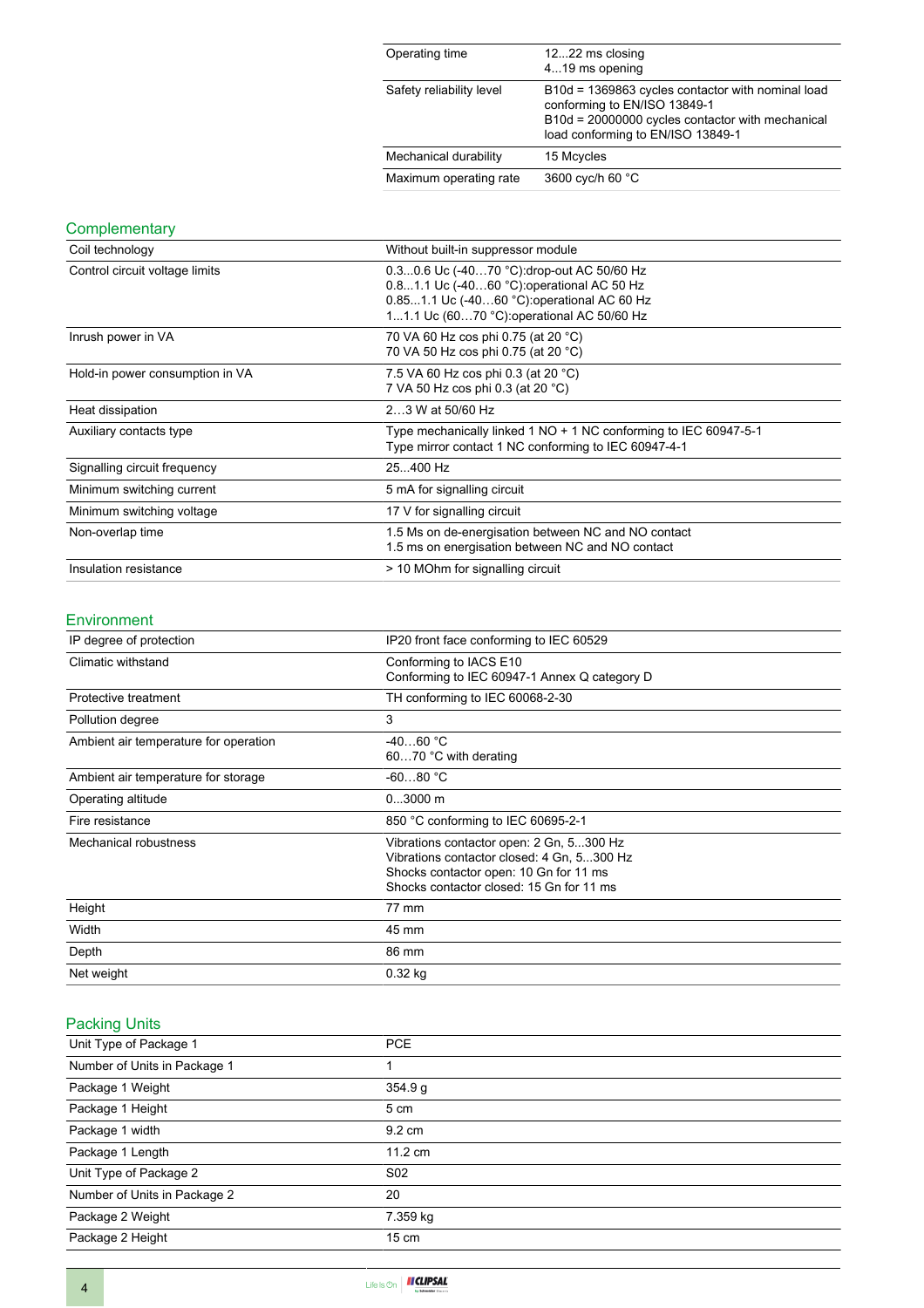| | |
|---|---|
| Operating time | 12...22 ms closing<br>4...19 ms opening |
| Safety reliability level | B10d = 1369863 cycles contactor with nominal load conforming to EN/ISO 13849-1<br>B10d = 20000000 cycles contactor with mechanical load conforming to EN/ISO 13849-1 |
| Mechanical durability | 15 Mcycles |
| Maximum operating rate | 3600 cyc/h 60 °C |

## Complementary

| | |
|---|---|
| Coil technology | Without built-in suppressor module |
| Control circuit voltage limits | 0.3...0.6 Uc (-40…70 °C):drop-out AC 50/60 Hz<br>0.8...1.1 Uc (-40…60 °C):operational AC 50 Hz<br>0.85...1.1 Uc (-40…60 °C):operational AC 60 Hz<br>1...1.1 Uc (60…70 °C):operational AC 50/60 Hz |
| Inrush power in VA | 70 VA 60 Hz cos phi 0.75 (at 20 °C)<br>70 VA 50 Hz cos phi 0.75 (at 20 °C) |
| Hold-in power consumption in VA | 7.5 VA 60 Hz cos phi 0.3 (at 20 °C)<br>7 VA 50 Hz cos phi 0.3 (at 20 °C) |
| Heat dissipation | 2…3 W at 50/60 Hz |
| Auxiliary contacts type | Type mechanically linked 1 NO + 1 NC conforming to IEC 60947-5-1<br>Type mirror contact 1 NC conforming to IEC 60947-4-1 |
| Signalling circuit frequency | 25...400 Hz |
| Minimum switching current | 5 mA for signalling circuit |
| Minimum switching voltage | 17 V for signalling circuit |
| Non-overlap time | 1.5 Ms on de-energisation between NC and NO contact<br>1.5 ms on energisation between NC and NO contact |
| Insulation resistance | > 10 MOhm for signalling circuit |

## Environment

| | |
|---|---|
| IP degree of protection | IP20 front face conforming to IEC 60529 |
| Climatic withstand | Conforming to IACS E10<br>Conforming to IEC 60947-1 Annex Q category D |
| Protective treatment | TH conforming to IEC 60068-2-30 |
| Pollution degree | 3 |
| Ambient air temperature for operation | -40…60 °C<br>60…70 °C with derating |
| Ambient air temperature for storage | -60...80 °C |
| Operating altitude | 0...3000 m |
| Fire resistance | 850 °C conforming to IEC 60695-2-1 |
| Mechanical robustness | Vibrations contactor open: 2 Gn, 5...300 Hz<br>Vibrations contactor closed: 4 Gn, 5...300 Hz<br>Shocks contactor open: 10 Gn for 11 ms<br>Shocks contactor closed: 15 Gn for 11 ms |
| Height | 77 mm |
| Width | 45 mm |
| Depth | 86 mm |
| Net weight | 0.32 kg |

## Packing Units

| | |
|---|---|
| Unit Type of Package 1 | PCE |
| Number of Units in Package 1 | 1 |
| Package 1 Weight | 354.9 g |
| Package 1 Height | 5 cm |
| Package 1 width | 9.2 cm |
| Package 1 Length | 11.2 cm |
| Unit Type of Package 2 | S02 |
| Number of Units in Package 2 | 20 |
| Package 2 Weight | 7.359 kg |
| Package 2 Height | 15 cm |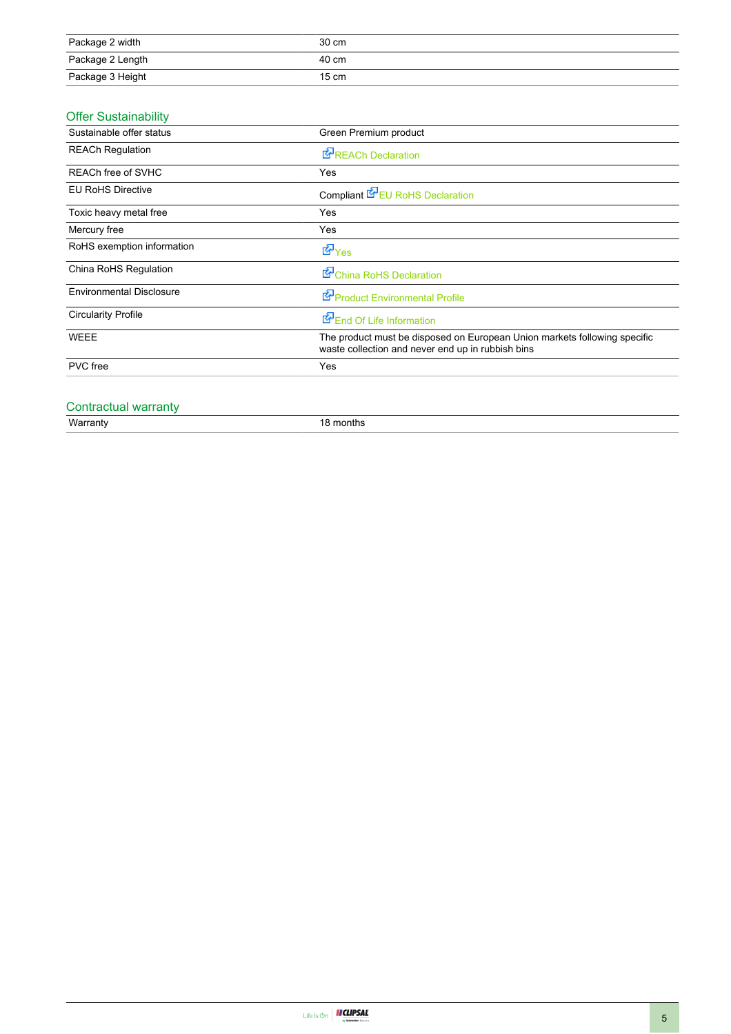| | |
|---|---|
| Package 2 width | 30 cm |
| Package 2 Length | 40 cm |
| Package 3 Height | 15 cm |

## Offer Sustainability

| | |
|---|---|
| Sustainable offer status | Green Premium product |
| REACh Regulation | REACh Declaration |
| REACh free of SVHC | Yes |
| EU RoHS Directive | Compliant EU RoHS Declaration |
| Toxic heavy metal free | Yes |
| Mercury free | Yes |
| RoHS exemption information | Yes |
| China RoHS Regulation | China RoHS Declaration |
| Environmental Disclosure | Product Environmental Profile |
| Circularity Profile | End Of Life Information |
| WEEE | The product must be disposed on European Union markets following specific waste collection and never end up in rubbish bins |
| PVC free | Yes |

## Contractual warranty

| | |
|---|---|
| Warranty | 18 months |